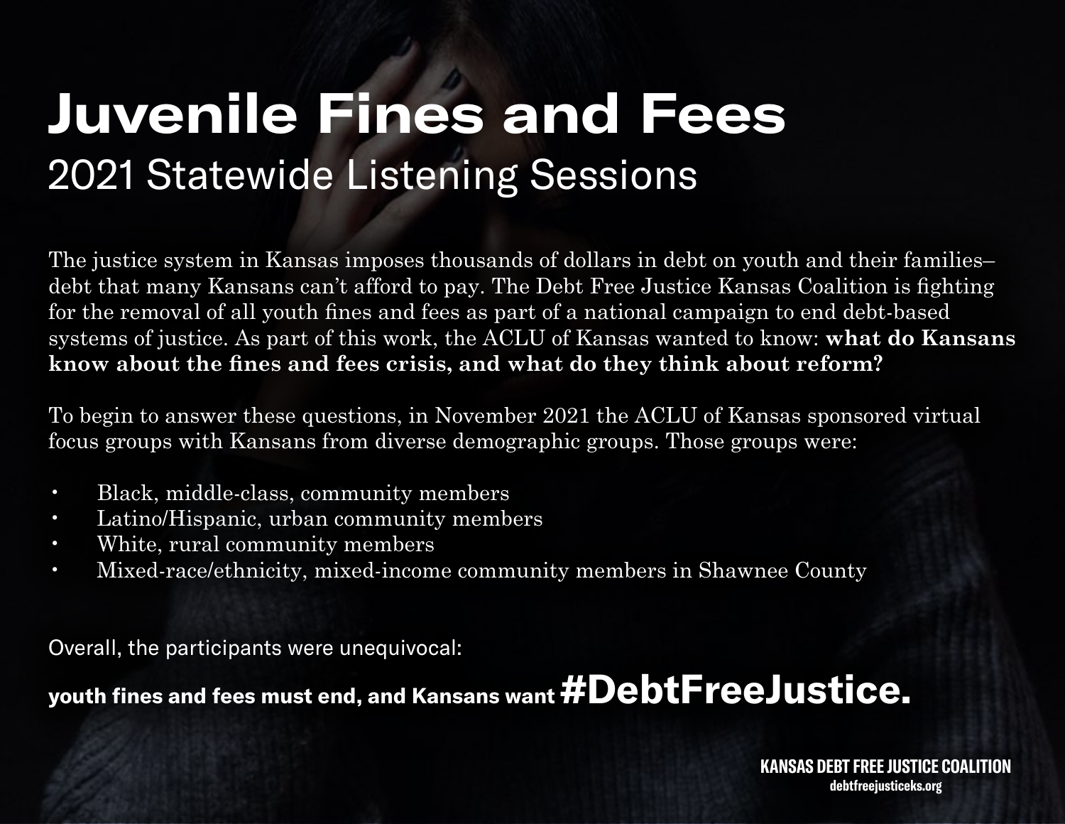# Juvenile Fines and Fees

## 2021 Statewide Listening Sessions

The justice system in Kansas imposes thousands of dollars in debt on youth and their families– debt that many Kansans can't afford to pay. The Debt Free Justice Kansas Coalition is fighting for the removal of all youth fines and fees as part of a national campaign to end debt-based systems of justice. As part of this work, the ACLU of Kansas wanted to know: **what do Kansans know about the fines and fees crisis, and what do they think about reform?**

To begin to answer these questions, in November 2021 the ACLU of Kansas sponsored virtual focus groups with Kansans from diverse demographic groups. Those groups were:

- Black, middle-class, community members
- Latino/Hispanic, urban community members
- White, rural community members
- Mixed-race/ethnicity, mixed-income community members in Shawnee County

Overall, the participants were unequivocal:

**youth fines and fees must end, and Kansans want #DebtFreeJustice.**

**KANSAS DEBT FREE JUSTICE COALITION**
**debtfreejusticeks.org**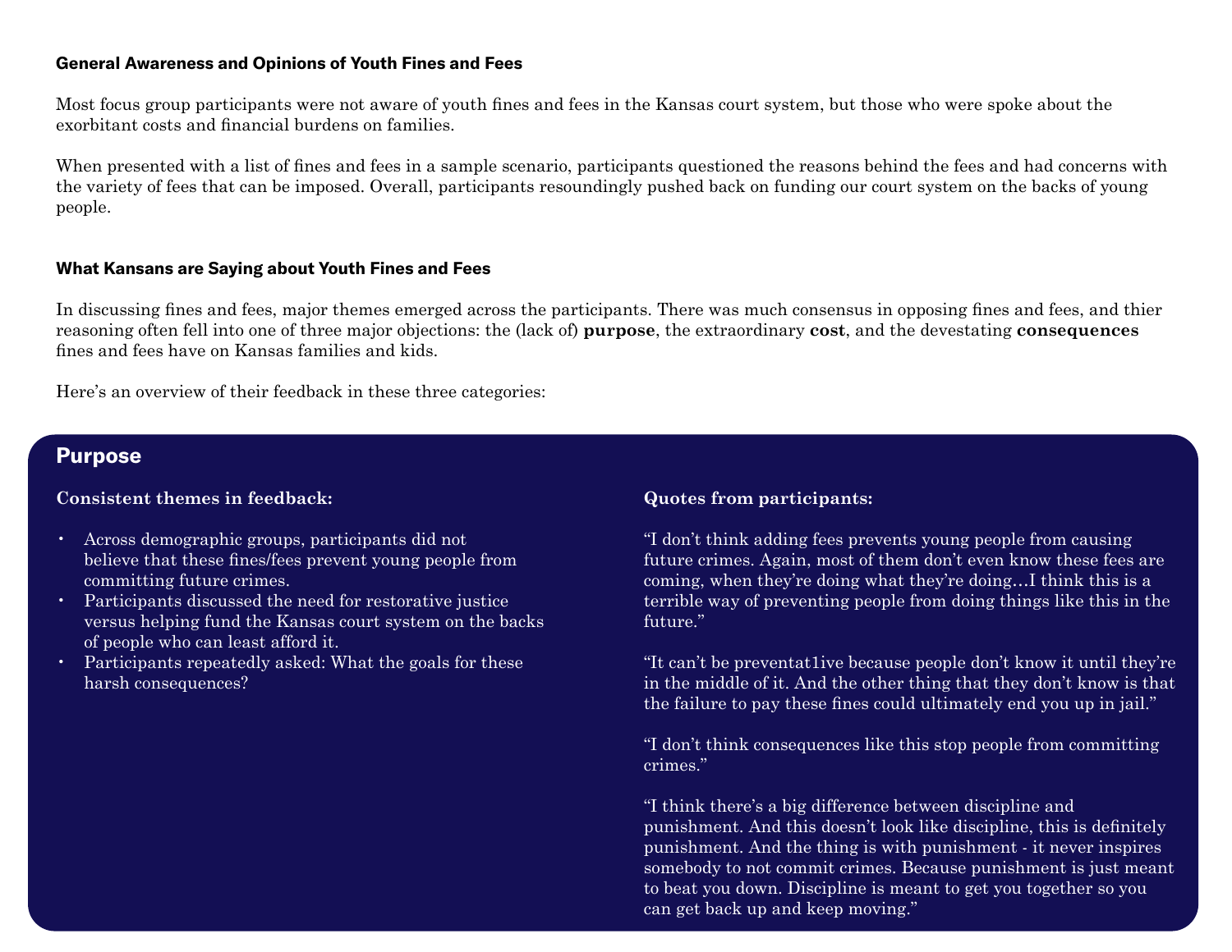### General Awareness and Opinions of Youth Fines and Fees

Most focus group participants were not aware of youth fines and fees in the Kansas court system, but those who were spoke about the exorbitant costs and financial burdens on families.

When presented with a list of fines and fees in a sample scenario, participants questioned the reasons behind the fees and had concerns with the variety of fees that can be imposed. Overall, participants resoundingly pushed back on funding our court system on the backs of young people.

### What Kansans are Saying about Youth Fines and Fees

In discussing fines and fees, major themes emerged across the participants. There was much consensus in opposing fines and fees, and thier reasoning often fell into one of three major objections: the (lack of) **purpose**, the extraordinary **cost**, and the devestating **consequences** fines and fees have on Kansas families and kids.

Here's an overview of their feedback in these three categories:

## Purpose

**Consistent themes in feedback:**

- Across demographic groups, participants did not believe that these fines/fees prevent young people from committing future crimes.
- Participants discussed the need for restorative justice versus helping fund the Kansas court system on the backs of people who can least afford it.
- Participants repeatedly asked: What the goals for these harsh consequences?

**Quotes from participants:**

"I don't think adding fees prevents young people from causing future crimes. Again, most of them don't even know these fees are coming, when they're doing what they're doing…I think this is a terrible way of preventing people from doing things like this in the future."

"It can't be preventat1ive because people don't know it until they're in the middle of it. And the other thing that they don't know is that the failure to pay these fines could ultimately end you up in jail."

"I don't think consequences like this stop people from committing crimes."

"I think there's a big difference between discipline and punishment. And this doesn't look like discipline, this is definitely punishment. And the thing is with punishment - it never inspires somebody to not commit crimes. Because punishment is just meant to beat you down. Discipline is meant to get you together so you can get back up and keep moving."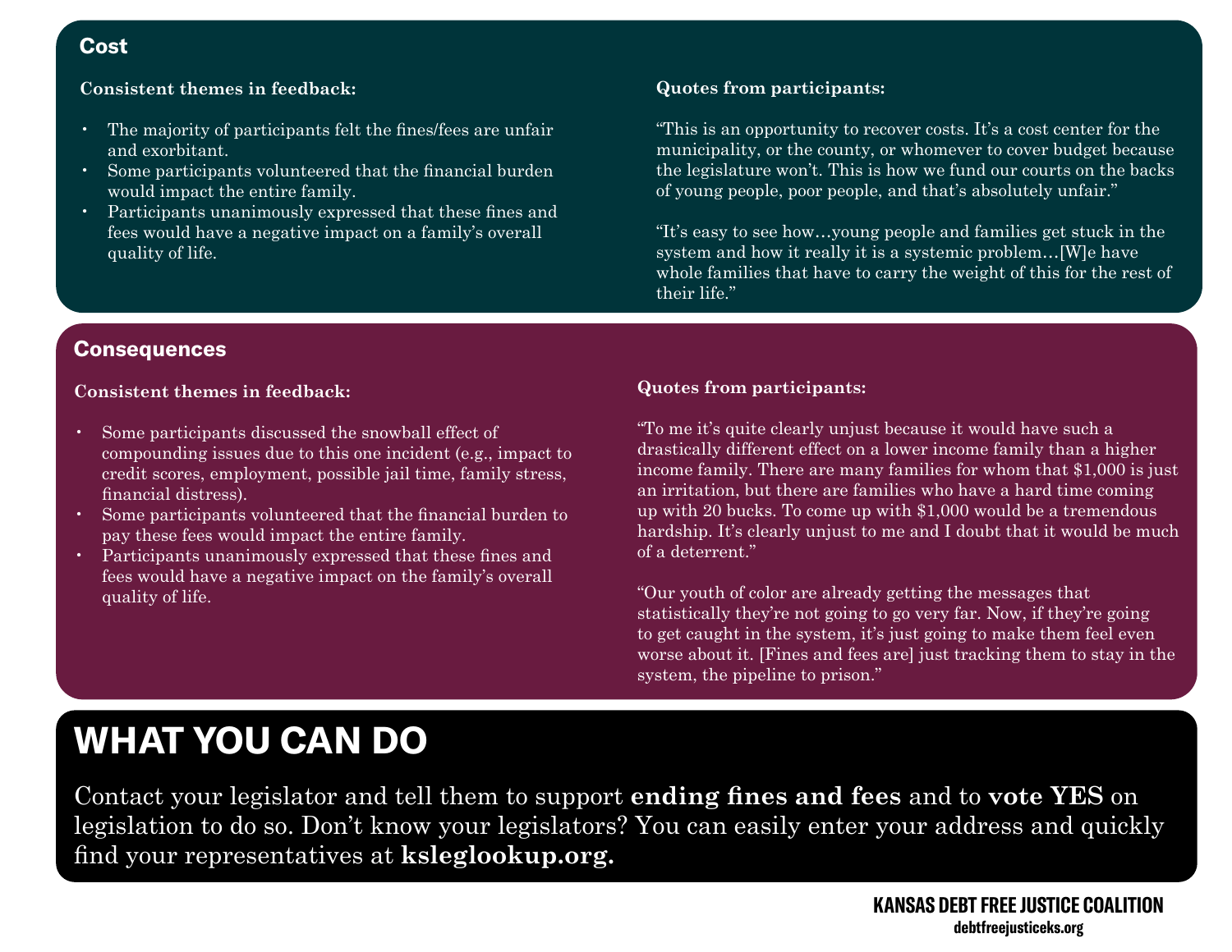## Cost

**Consistent themes in feedback:**

- The majority of participants felt the fines/fees are unfair and exorbitant.
- Some participants volunteered that the financial burden would impact the entire family.
- Participants unanimously expressed that these fines and fees would have a negative impact on a family's overall quality of life.

**Quotes from participants:**

"This is an opportunity to recover costs. It's a cost center for the municipality, or the county, or whomever to cover budget because the legislature won't. This is how we fund our courts on the backs of young people, poor people, and that's absolutely unfair."

"It's easy to see how…young people and families get stuck in the system and how it really it is a systemic problem…[W]e have whole families that have to carry the weight of this for the rest of their life."

## Consequences

**Consistent themes in feedback:**

- Some participants discussed the snowball effect of compounding issues due to this one incident (e.g., impact to credit scores, employment, possible jail time, family stress, financial distress).
- Some participants volunteered that the financial burden to pay these fees would impact the entire family.
- Participants unanimously expressed that these fines and fees would have a negative impact on the family's overall quality of life.

**Quotes from participants:**

"To me it's quite clearly unjust because it would have such a drastically different effect on a lower income family than a higher income family. There are many families for whom that $1,000 is just an irritation, but there are families who have a hard time coming up with 20 bucks. To come up with $1,000 would be a tremendous hardship. It's clearly unjust to me and I doubt that it would be much of a deterrent."

"Our youth of color are already getting the messages that statistically they're not going to go very far. Now, if they're going to get caught in the system, it's just going to make them feel even worse about it. [Fines and fees are] just tracking them to stay in the system, the pipeline to prison."

# WHAT YOU CAN DO

Contact your legislator and tell them to support **ending fines and fees** and to **vote YES** on legislation to do so. Don't know your legislators? You can easily enter your address and quickly find your representatives at **ksleglookup.org.**

**KANSAS DEBT FREE JUSTICE COALITION**
debtfreejusticeks.org